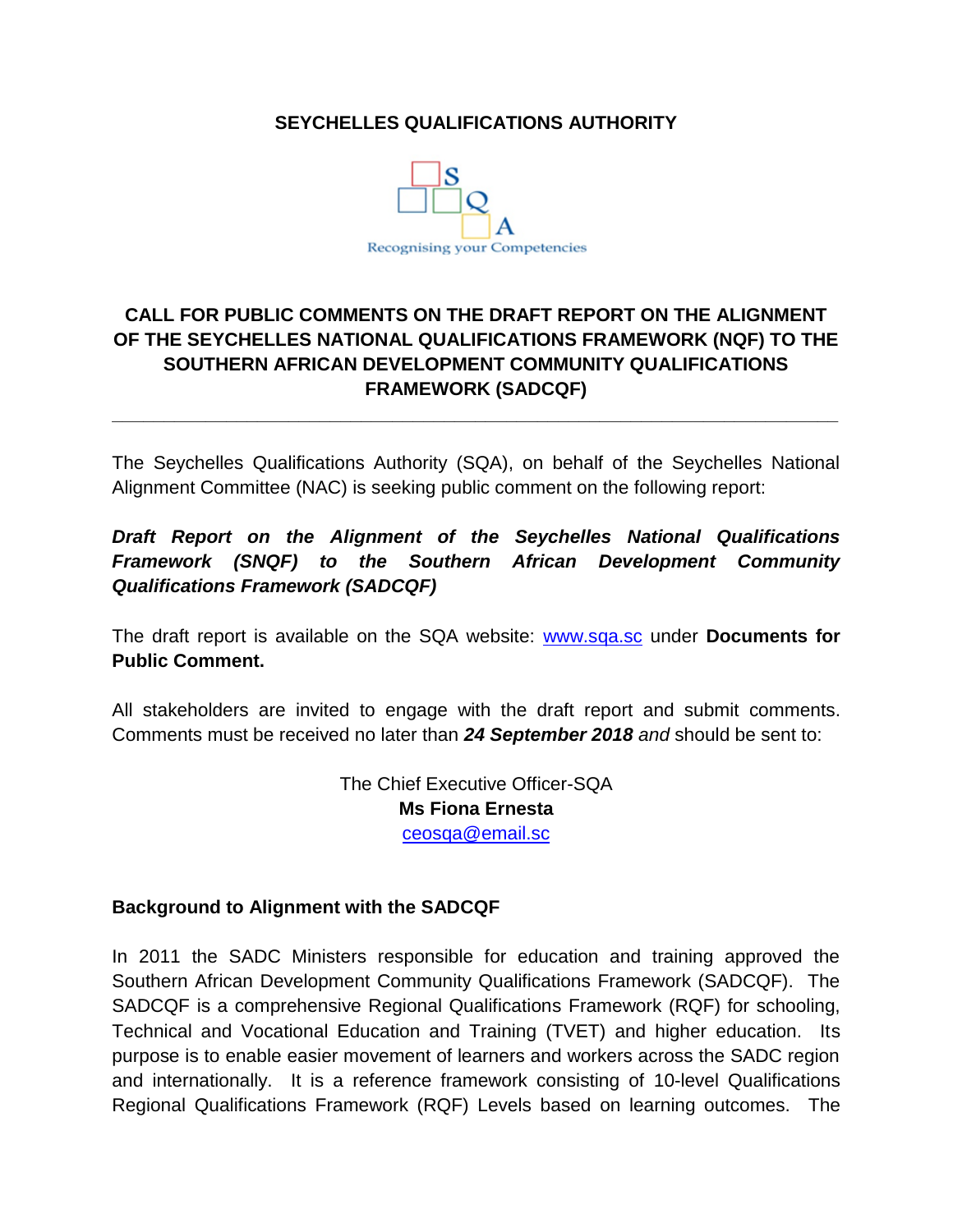**SEYCHELLES QUALIFICATIONS AUTHORITY**

S Q A

Recognising your Competencies

# CALL FOR PUBLIC COMMENTS ON THE DRAFT REPORT ON THE ALIGNMENT OF THE SEYCHELLES NATIONAL QUALIFICATIONS FRAMEWORK (NQF) TO THE SOUTHERN AFRICAN DEVELOPMENT COMMUNITY QUALIFICATIONS FRAMEWORK (SADCQF)

---

The Seychelles Qualifications Authority (SQA), on behalf of the Seychelles National Alignment Committee (NAC) is seeking public comment on the following report:

***Draft Report on the Alignment of the Seychelles National Qualifications Framework (SNQF) to the Southern African Development Community Qualifications Framework (SADCQF)***

The draft report is available on the SQA website: www.sqa.sc under **Documents for Public Comment.**

All stakeholders are invited to engage with the draft report and submit comments. Comments must be received no later than ***24 September 2018*** *and* should be sent to:

The Chief Executive Officer-SQA
**Ms Fiona Ernesta**
ceosqa@email.sc

## Background to Alignment with the SADCQF

In 2011 the SADC Ministers responsible for education and training approved the Southern African Development Community Qualifications Framework (SADCQF). The SADCQF is a comprehensive Regional Qualifications Framework (RQF) for schooling, Technical and Vocational Education and Training (TVET) and higher education. Its purpose is to enable easier movement of learners and workers across the SADC region and internationally. It is a reference framework consisting of 10-level Qualifications Regional Qualifications Framework (RQF) Levels based on learning outcomes. The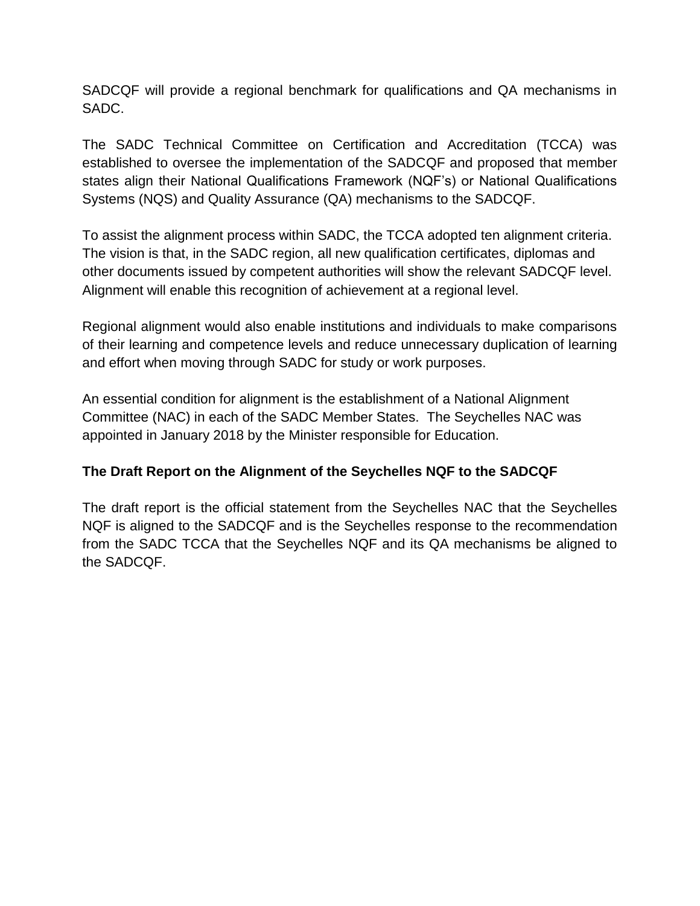SADCQF will provide a regional benchmark for qualifications and QA mechanisms in SADC.

The SADC Technical Committee on Certification and Accreditation (TCCA) was established to oversee the implementation of the SADCQF and proposed that member states align their National Qualifications Framework (NQF's) or National Qualifications Systems (NQS) and Quality Assurance (QA) mechanisms to the SADCQF.

To assist the alignment process within SADC, the TCCA adopted ten alignment criteria. The vision is that, in the SADC region, all new qualification certificates, diplomas and other documents issued by competent authorities will show the relevant SADCQF level. Alignment will enable this recognition of achievement at a regional level.

Regional alignment would also enable institutions and individuals to make comparisons of their learning and competence levels and reduce unnecessary duplication of learning and effort when moving through SADC for study or work purposes.

An essential condition for alignment is the establishment of a National Alignment Committee (NAC) in each of the SADC Member States. The Seychelles NAC was appointed in January 2018 by the Minister responsible for Education.

**The Draft Report on the Alignment of the Seychelles NQF to the SADCQF**

The draft report is the official statement from the Seychelles NAC that the Seychelles NQF is aligned to the SADCQF and is the Seychelles response to the recommendation from the SADC TCCA that the Seychelles NQF and its QA mechanisms be aligned to the SADCQF.